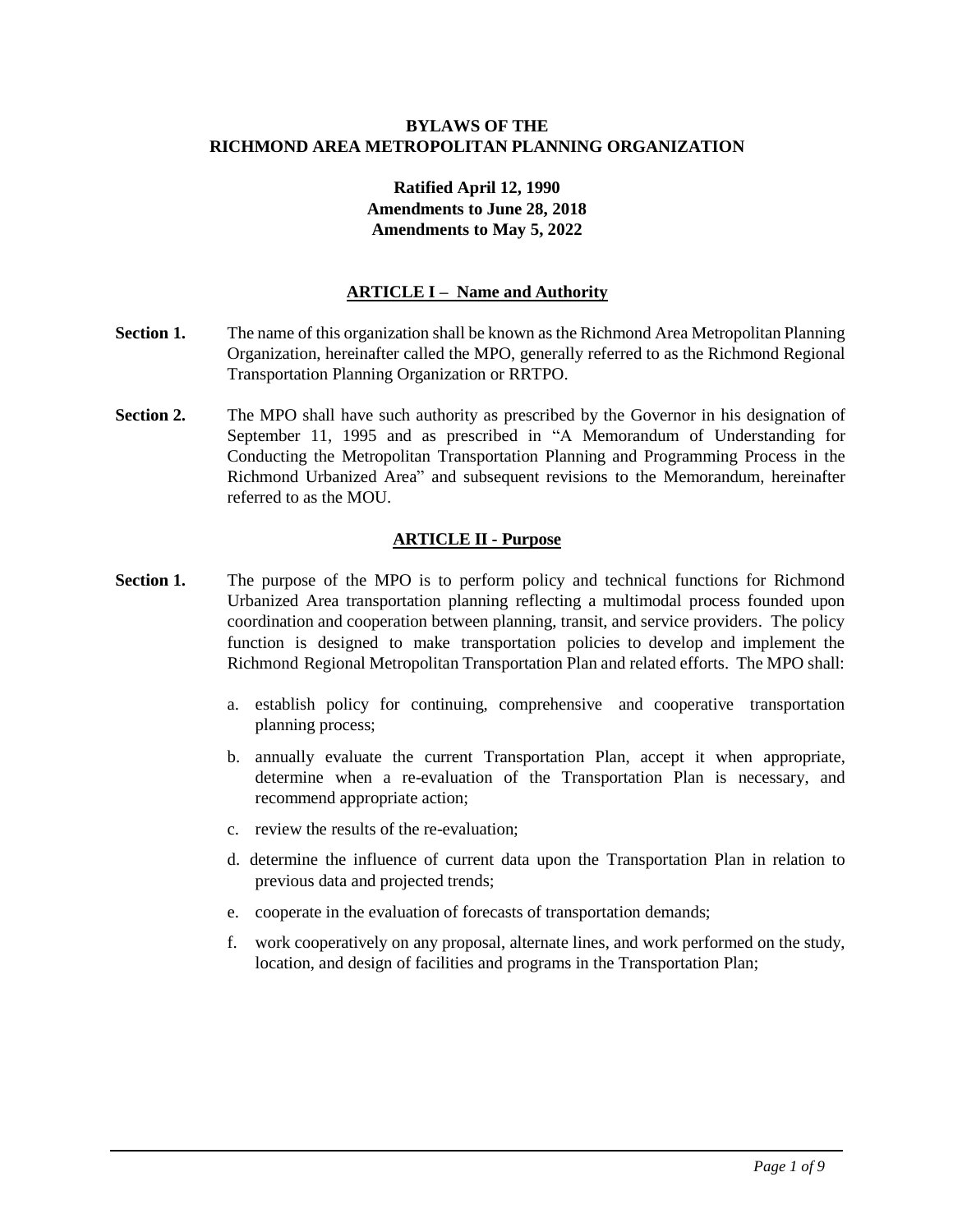# BYLAWS OF THE RICHMOND AREA METROPOLITAN PLANNING ORGANIZATION

**Ratified April 12, 1990**
**Amendments to June 28, 2018**
**Amendments to May 5, 2022**

## ARTICLE I – Name and Authority

**Section 1.** The name of this organization shall be known as the Richmond Area Metropolitan Planning Organization, hereinafter called the MPO, generally referred to as the Richmond Regional Transportation Planning Organization or RRTPO.

**Section 2.** The MPO shall have such authority as prescribed by the Governor in his designation of September 11, 1995 and as prescribed in "A Memorandum of Understanding for Conducting the Metropolitan Transportation Planning and Programming Process in the Richmond Urbanized Area" and subsequent revisions to the Memorandum, hereinafter referred to as the MOU.

## ARTICLE II - Purpose

**Section 1.** The purpose of the MPO is to perform policy and technical functions for Richmond Urbanized Area transportation planning reflecting a multimodal process founded upon coordination and cooperation between planning, transit, and service providers. The policy function is designed to make transportation policies to develop and implement the Richmond Regional Metropolitan Transportation Plan and related efforts. The MPO shall:

a. establish policy for continuing, comprehensive and cooperative transportation planning process;

b. annually evaluate the current Transportation Plan, accept it when appropriate, determine when a re-evaluation of the Transportation Plan is necessary, and recommend appropriate action;

c. review the results of the re-evaluation;

d. determine the influence of current data upon the Transportation Plan in relation to previous data and projected trends;

e. cooperate in the evaluation of forecasts of transportation demands;

f. work cooperatively on any proposal, alternate lines, and work performed on the study, location, and design of facilities and programs in the Transportation Plan;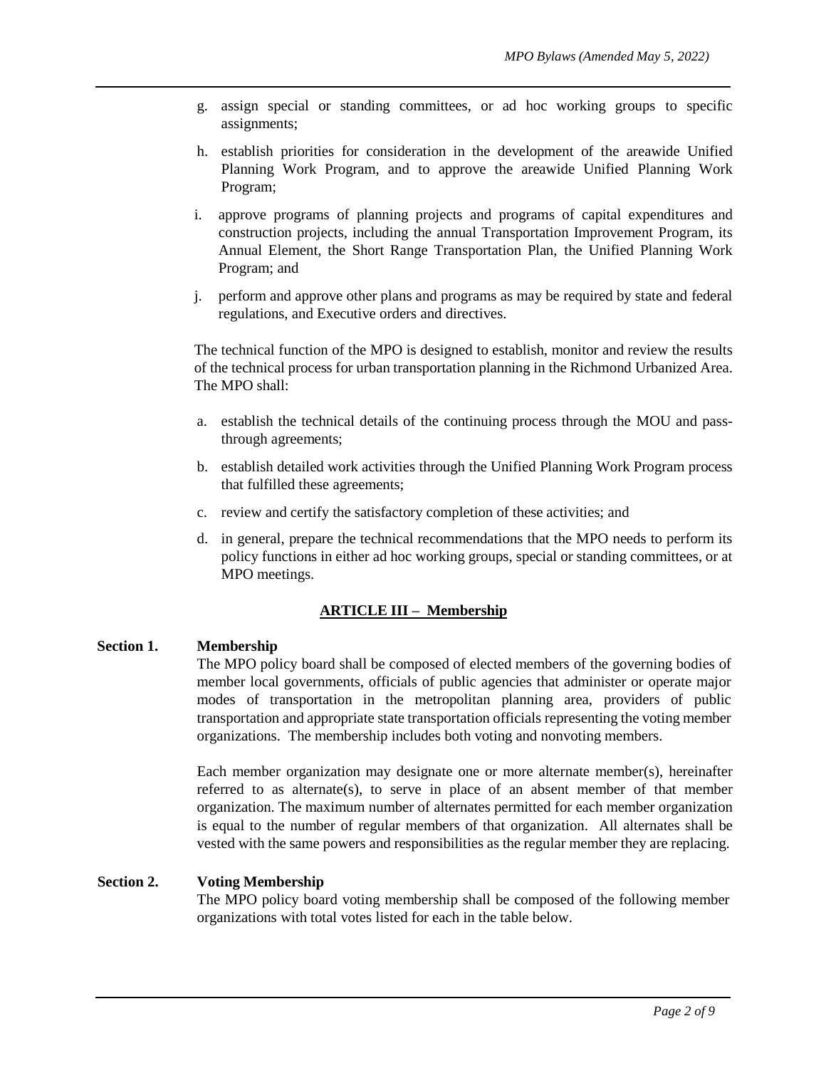g. assign special or standing committees, or ad hoc working groups to specific assignments;

h. establish priorities for consideration in the development of the areawide Unified Planning Work Program, and to approve the areawide Unified Planning Work Program;

i. approve programs of planning projects and programs of capital expenditures and construction projects, including the annual Transportation Improvement Program, its Annual Element, the Short Range Transportation Plan, the Unified Planning Work Program; and

j. perform and approve other plans and programs as may be required by state and federal regulations, and Executive orders and directives.

The technical function of the MPO is designed to establish, monitor and review the results of the technical process for urban transportation planning in the Richmond Urbanized Area. The MPO shall:

a. establish the technical details of the continuing process through the MOU and pass-through agreements;

b. establish detailed work activities through the Unified Planning Work Program process that fulfilled these agreements;

c. review and certify the satisfactory completion of these activities; and

d. in general, prepare the technical recommendations that the MPO needs to perform its policy functions in either ad hoc working groups, special or standing committees, or at MPO meetings.

## ARTICLE III – Membership

**Section 1. Membership**

The MPO policy board shall be composed of elected members of the governing bodies of member local governments, officials of public agencies that administer or operate major modes of transportation in the metropolitan planning area, providers of public transportation and appropriate state transportation officials representing the voting member organizations. The membership includes both voting and nonvoting members.

Each member organization may designate one or more alternate member(s), hereinafter referred to as alternate(s), to serve in place of an absent member of that member organization. The maximum number of alternates permitted for each member organization is equal to the number of regular members of that organization. All alternates shall be vested with the same powers and responsibilities as the regular member they are replacing.

**Section 2. Voting Membership**

The MPO policy board voting membership shall be composed of the following member organizations with total votes listed for each in the table below.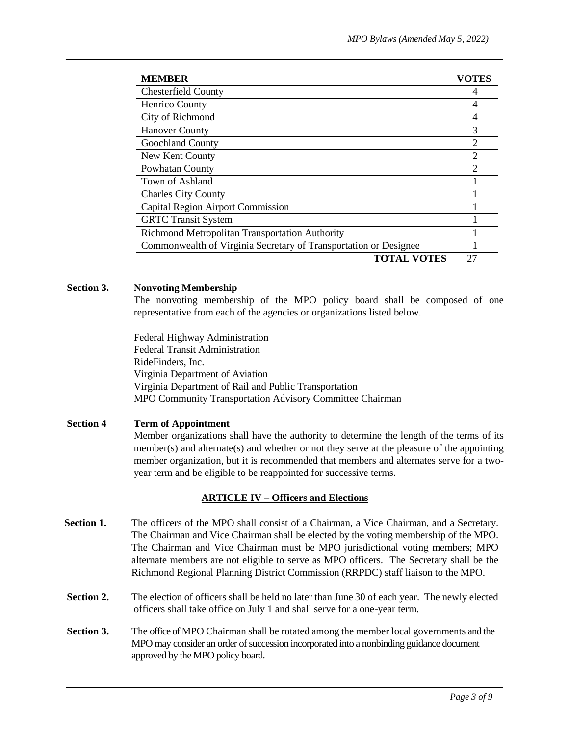| MEMBER | VOTES |
| --- | --- |
| Chesterfield County | 4 |
| Henrico County | 4 |
| City of Richmond | 4 |
| Hanover County | 3 |
| Goochland County | 2 |
| New Kent County | 2 |
| Powhatan County | 2 |
| Town of Ashland | 1 |
| Charles City County | 1 |
| Capital Region Airport Commission | 1 |
| GRTC Transit System | 1 |
| Richmond Metropolitan Transportation Authority | 1 |
| Commonwealth of Virginia Secretary of Transportation or Designee | 1 |
| **TOTAL VOTES** | 27 |

**Section 3. Nonvoting Membership**

The nonvoting membership of the MPO policy board shall be composed of one representative from each of the agencies or organizations listed below.

Federal Highway Administration
Federal Transit Administration
RideFinders, Inc.
Virginia Department of Aviation
Virginia Department of Rail and Public Transportation
MPO Community Transportation Advisory Committee Chairman

**Section 4 Term of Appointment**

Member organizations shall have the authority to determine the length of the terms of its member(s) and alternate(s) and whether or not they serve at the pleasure of the appointing member organization, but it is recommended that members and alternates serve for a two-year term and be eligible to be reappointed for successive terms.

## ARTICLE IV – Officers and Elections

**Section 1.** The officers of the MPO shall consist of a Chairman, a Vice Chairman, and a Secretary. The Chairman and Vice Chairman shall be elected by the voting membership of the MPO. The Chairman and Vice Chairman must be MPO jurisdictional voting members; MPO alternate members are not eligible to serve as MPO officers. The Secretary shall be the Richmond Regional Planning District Commission (RRPDC) staff liaison to the MPO.

**Section 2.** The election of officers shall be held no later than June 30 of each year. The newly elected officers shall take office on July 1 and shall serve for a one-year term.

**Section 3.** The office of MPO Chairman shall be rotated among the member local governments and the MPO may consider an order of succession incorporated into a nonbinding guidance document approved by the MPO policy board.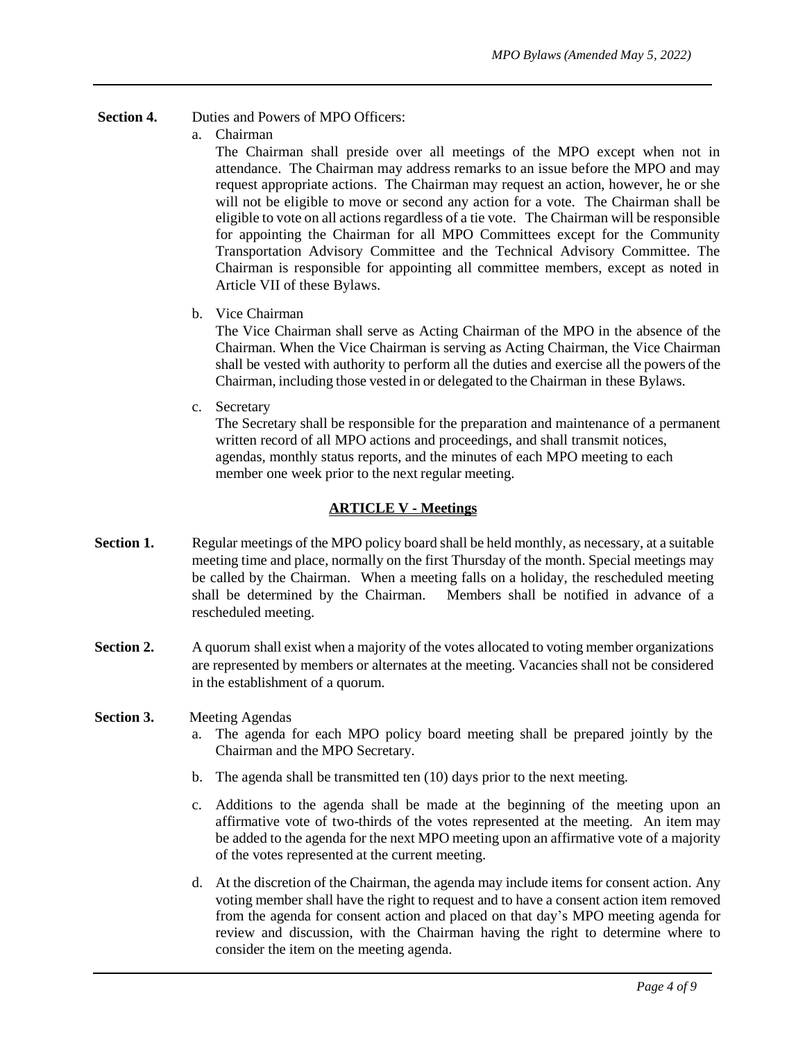**Section 4.** Duties and Powers of MPO Officers:

a. Chairman

The Chairman shall preside over all meetings of the MPO except when not in attendance. The Chairman may address remarks to an issue before the MPO and may request appropriate actions. The Chairman may request an action, however, he or she will not be eligible to move or second any action for a vote. The Chairman shall be eligible to vote on all actions regardless of a tie vote. The Chairman will be responsible for appointing the Chairman for all MPO Committees except for the Community Transportation Advisory Committee and the Technical Advisory Committee. The Chairman is responsible for appointing all committee members, except as noted in Article VII of these Bylaws.

b. Vice Chairman

The Vice Chairman shall serve as Acting Chairman of the MPO in the absence of the Chairman. When the Vice Chairman is serving as Acting Chairman, the Vice Chairman shall be vested with authority to perform all the duties and exercise all the powers of the Chairman, including those vested in or delegated to the Chairman in these Bylaws.

c. Secretary

The Secretary shall be responsible for the preparation and maintenance of a permanent written record of all MPO actions and proceedings, and shall transmit notices, agendas, monthly status reports, and the minutes of each MPO meeting to each member one week prior to the next regular meeting.

## ARTICLE V - Meetings

**Section 1.** Regular meetings of the MPO policy board shall be held monthly, as necessary, at a suitable meeting time and place, normally on the first Thursday of the month. Special meetings may be called by the Chairman. When a meeting falls on a holiday, the rescheduled meeting shall be determined by the Chairman. Members shall be notified in advance of a rescheduled meeting.

**Section 2.** A quorum shall exist when a majority of the votes allocated to voting member organizations are represented by members or alternates at the meeting. Vacancies shall not be considered in the establishment of a quorum.

**Section 3.** Meeting Agendas

a. The agenda for each MPO policy board meeting shall be prepared jointly by the Chairman and the MPO Secretary.

b. The agenda shall be transmitted ten (10) days prior to the next meeting.

c. Additions to the agenda shall be made at the beginning of the meeting upon an affirmative vote of two-thirds of the votes represented at the meeting. An item may be added to the agenda for the next MPO meeting upon an affirmative vote of a majority of the votes represented at the current meeting.

d. At the discretion of the Chairman, the agenda may include items for consent action. Any voting member shall have the right to request and to have a consent action item removed from the agenda for consent action and placed on that day's MPO meeting agenda for review and discussion, with the Chairman having the right to determine where to consider the item on the meeting agenda.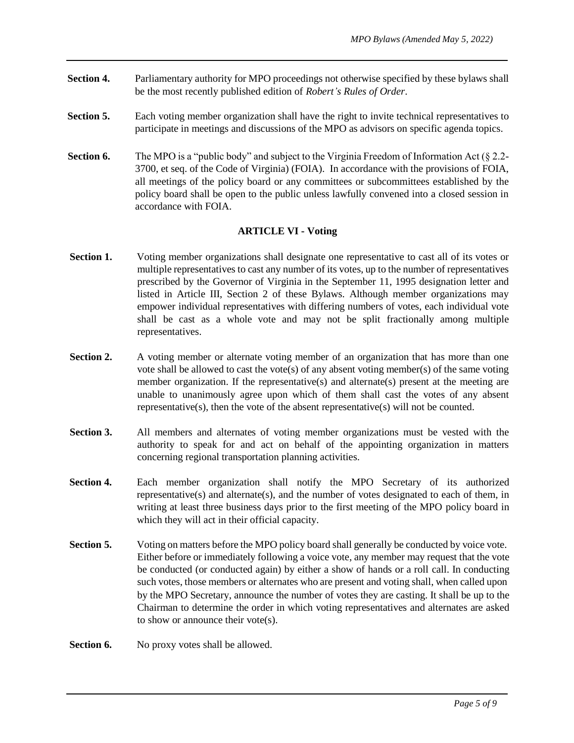**Section 4.** Parliamentary authority for MPO proceedings not otherwise specified by these bylaws shall be the most recently published edition of *Robert's Rules of Order*.

**Section 5.** Each voting member organization shall have the right to invite technical representatives to participate in meetings and discussions of the MPO as advisors on specific agenda topics.

**Section 6.** The MPO is a "public body" and subject to the Virginia Freedom of Information Act (§ 2.2-3700, et seq. of the Code of Virginia) (FOIA). In accordance with the provisions of FOIA, all meetings of the policy board or any committees or subcommittees established by the policy board shall be open to the public unless lawfully convened into a closed session in accordance with FOIA.

## ARTICLE VI - Voting

**Section 1.** Voting member organizations shall designate one representative to cast all of its votes or multiple representatives to cast any number of its votes, up to the number of representatives prescribed by the Governor of Virginia in the September 11, 1995 designation letter and listed in Article III, Section 2 of these Bylaws. Although member organizations may empower individual representatives with differing numbers of votes, each individual vote shall be cast as a whole vote and may not be split fractionally among multiple representatives.

**Section 2.** A voting member or alternate voting member of an organization that has more than one vote shall be allowed to cast the vote(s) of any absent voting member(s) of the same voting member organization. If the representative(s) and alternate(s) present at the meeting are unable to unanimously agree upon which of them shall cast the votes of any absent representative(s), then the vote of the absent representative(s) will not be counted.

**Section 3.** All members and alternates of voting member organizations must be vested with the authority to speak for and act on behalf of the appointing organization in matters concerning regional transportation planning activities.

**Section 4.** Each member organization shall notify the MPO Secretary of its authorized representative(s) and alternate(s), and the number of votes designated to each of them, in writing at least three business days prior to the first meeting of the MPO policy board in which they will act in their official capacity.

**Section 5.** Voting on matters before the MPO policy board shall generally be conducted by voice vote. Either before or immediately following a voice vote, any member may request that the vote be conducted (or conducted again) by either a show of hands or a roll call. In conducting such votes, those members or alternates who are present and voting shall, when called upon by the MPO Secretary, announce the number of votes they are casting. It shall be up to the Chairman to determine the order in which voting representatives and alternates are asked to show or announce their vote(s).

**Section 6.** No proxy votes shall be allowed.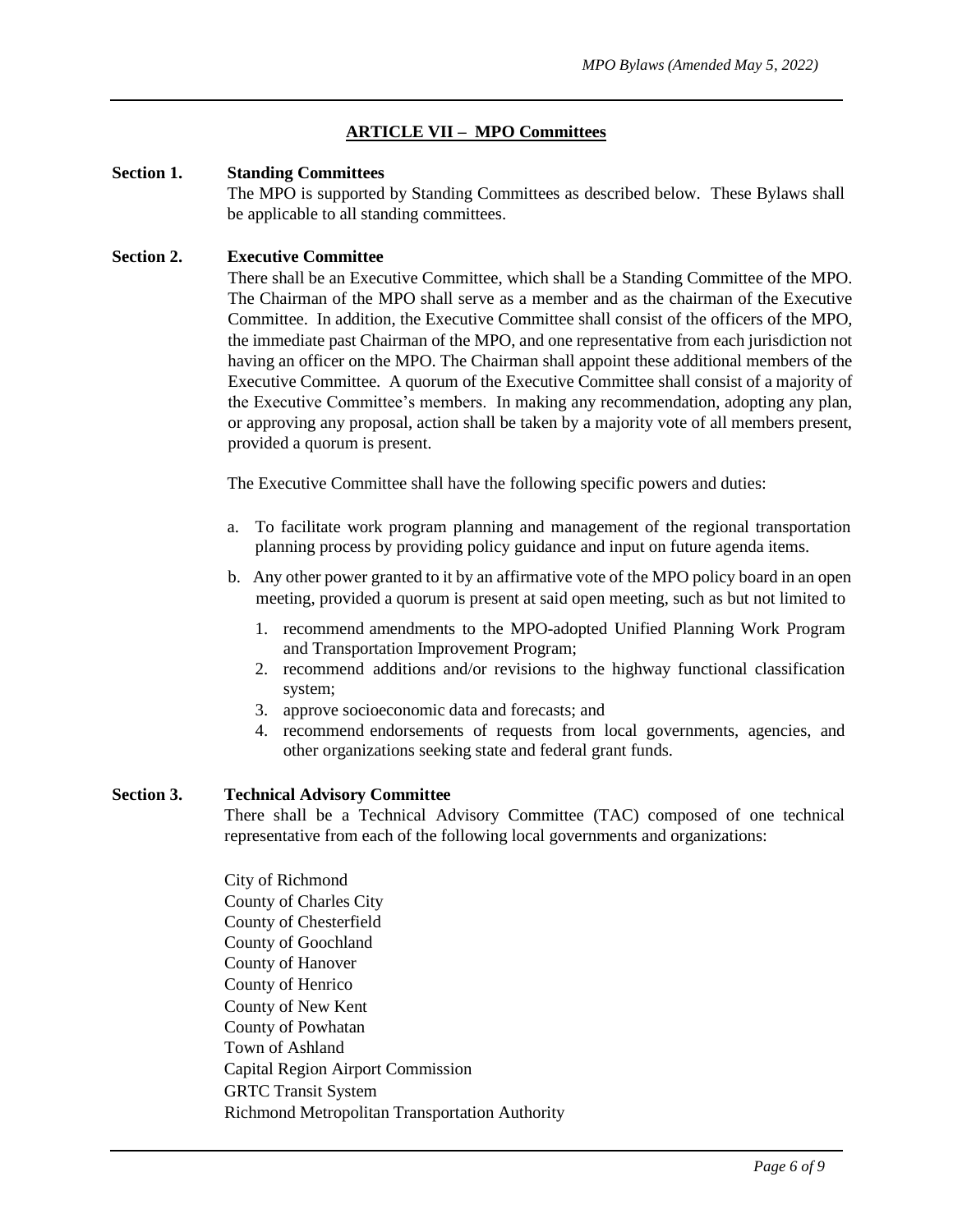## ARTICLE VII – MPO Committees

**Section 1. Standing Committees**

The MPO is supported by Standing Committees as described below. These Bylaws shall be applicable to all standing committees.

**Section 2. Executive Committee**

There shall be an Executive Committee, which shall be a Standing Committee of the MPO. The Chairman of the MPO shall serve as a member and as the chairman of the Executive Committee. In addition, the Executive Committee shall consist of the officers of the MPO, the immediate past Chairman of the MPO, and one representative from each jurisdiction not having an officer on the MPO. The Chairman shall appoint these additional members of the Executive Committee. A quorum of the Executive Committee shall consist of a majority of the Executive Committee's members. In making any recommendation, adopting any plan, or approving any proposal, action shall be taken by a majority vote of all members present, provided a quorum is present.

The Executive Committee shall have the following specific powers and duties:

a. To facilitate work program planning and management of the regional transportation planning process by providing policy guidance and input on future agenda items.

b. Any other power granted to it by an affirmative vote of the MPO policy board in an open meeting, provided a quorum is present at said open meeting, such as but not limited to

   1. recommend amendments to the MPO-adopted Unified Planning Work Program and Transportation Improvement Program;
   2. recommend additions and/or revisions to the highway functional classification system;
   3. approve socioeconomic data and forecasts; and
   4. recommend endorsements of requests from local governments, agencies, and other organizations seeking state and federal grant funds.

**Section 3. Technical Advisory Committee**

There shall be a Technical Advisory Committee (TAC) composed of one technical representative from each of the following local governments and organizations:

City of Richmond
County of Charles City
County of Chesterfield
County of Goochland
County of Hanover
County of Henrico
County of New Kent
County of Powhatan
Town of Ashland
Capital Region Airport Commission
GRTC Transit System
Richmond Metropolitan Transportation Authority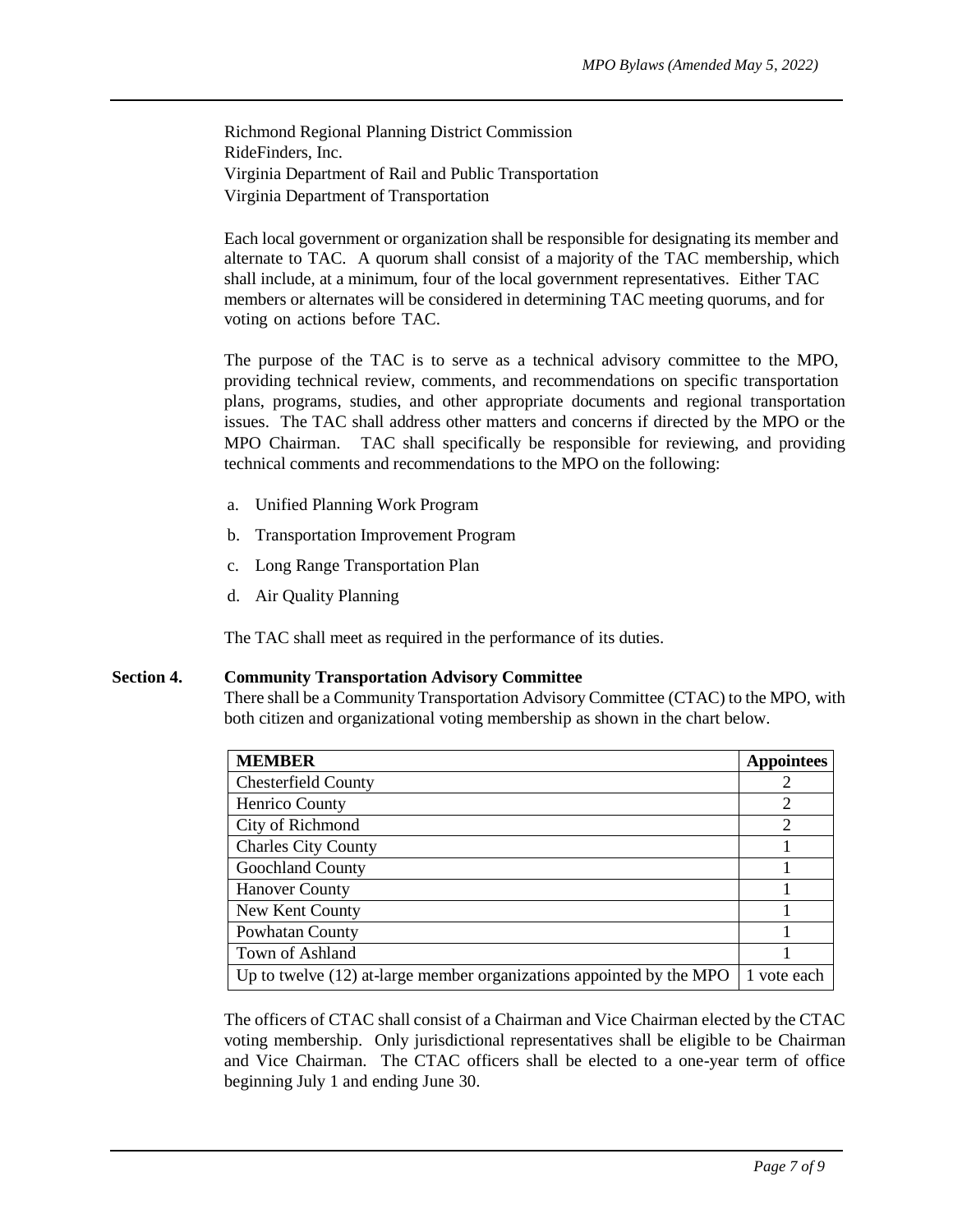Richmond Regional Planning District Commission
RideFinders, Inc.
Virginia Department of Rail and Public Transportation
Virginia Department of Transportation

Each local government or organization shall be responsible for designating its member and alternate to TAC. A quorum shall consist of a majority of the TAC membership, which shall include, at a minimum, four of the local government representatives. Either TAC members or alternates will be considered in determining TAC meeting quorums, and for voting on actions before TAC.

The purpose of the TAC is to serve as a technical advisory committee to the MPO, providing technical review, comments, and recommendations on specific transportation plans, programs, studies, and other appropriate documents and regional transportation issues. The TAC shall address other matters and concerns if directed by the MPO or the MPO Chairman. TAC shall specifically be responsible for reviewing, and providing technical comments and recommendations to the MPO on the following:

a. Unified Planning Work Program
b. Transportation Improvement Program
c. Long Range Transportation Plan
d. Air Quality Planning

The TAC shall meet as required in the performance of its duties.

**Section 4. Community Transportation Advisory Committee**

There shall be a Community Transportation Advisory Committee (CTAC) to the MPO, with both citizen and organizational voting membership as shown in the chart below.

| **MEMBER** | **Appointees** |
|---|---|
| Chesterfield County | 2 |
| Henrico County | 2 |
| City of Richmond | 2 |
| Charles City County | 1 |
| Goochland County | 1 |
| Hanover County | 1 |
| New Kent County | 1 |
| Powhatan County | 1 |
| Town of Ashland | 1 |
| Up to twelve (12) at-large member organizations appointed by the MPO | 1 vote each |

The officers of CTAC shall consist of a Chairman and Vice Chairman elected by the CTAC voting membership. Only jurisdictional representatives shall be eligible to be Chairman and Vice Chairman. The CTAC officers shall be elected to a one-year term of office beginning July 1 and ending June 30.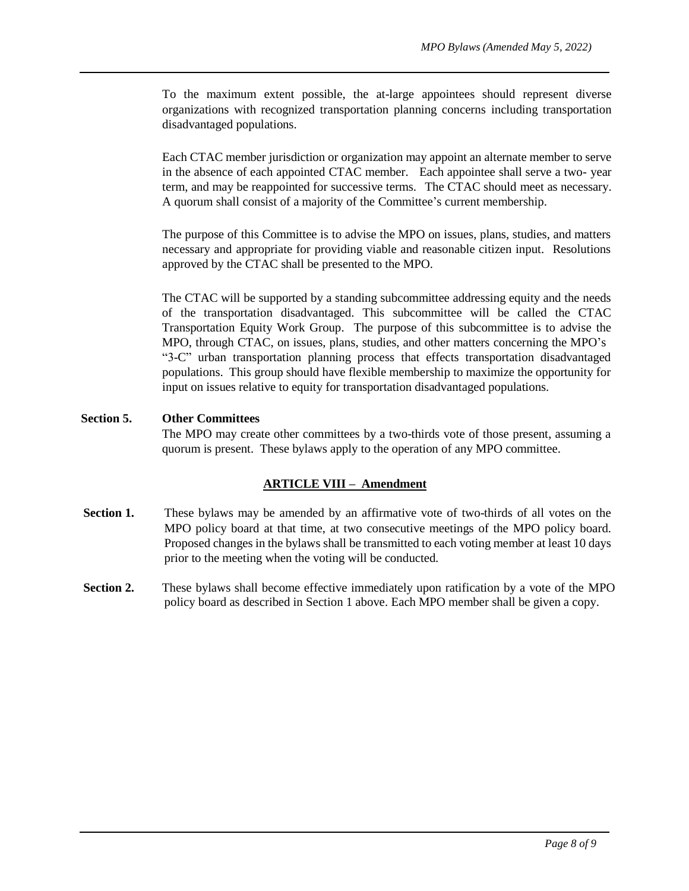To the maximum extent possible, the at-large appointees should represent diverse organizations with recognized transportation planning concerns including transportation disadvantaged populations.

Each CTAC member jurisdiction or organization may appoint an alternate member to serve in the absence of each appointed CTAC member. Each appointee shall serve a two- year term, and may be reappointed for successive terms. The CTAC should meet as necessary. A quorum shall consist of a majority of the Committee's current membership.

The purpose of this Committee is to advise the MPO on issues, plans, studies, and matters necessary and appropriate for providing viable and reasonable citizen input. Resolutions approved by the CTAC shall be presented to the MPO.

The CTAC will be supported by a standing subcommittee addressing equity and the needs of the transportation disadvantaged. This subcommittee will be called the CTAC Transportation Equity Work Group. The purpose of this subcommittee is to advise the MPO, through CTAC, on issues, plans, studies, and other matters concerning the MPO's "3-C" urban transportation planning process that effects transportation disadvantaged populations. This group should have flexible membership to maximize the opportunity for input on issues relative to equity for transportation disadvantaged populations.

**Section 5. Other Committees**

The MPO may create other committees by a two-thirds vote of those present, assuming a quorum is present. These bylaws apply to the operation of any MPO committee.

## ARTICLE VIII – Amendment

**Section 1.** These bylaws may be amended by an affirmative vote of two-thirds of all votes on the MPO policy board at that time, at two consecutive meetings of the MPO policy board. Proposed changes in the bylaws shall be transmitted to each voting member at least 10 days prior to the meeting when the voting will be conducted.

**Section 2.** These bylaws shall become effective immediately upon ratification by a vote of the MPO policy board as described in Section 1 above. Each MPO member shall be given a copy.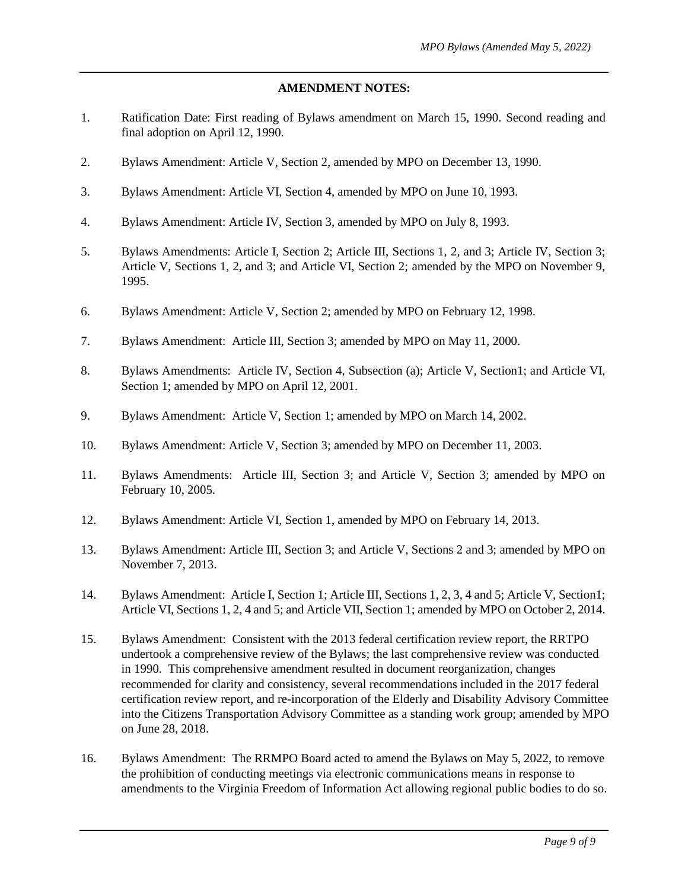**AMENDMENT NOTES:**

1. Ratification Date: First reading of Bylaws amendment on March 15, 1990. Second reading and final adoption on April 12, 1990.

2. Bylaws Amendment: Article V, Section 2, amended by MPO on December 13, 1990.

3. Bylaws Amendment: Article VI, Section 4, amended by MPO on June 10, 1993.

4. Bylaws Amendment: Article IV, Section 3, amended by MPO on July 8, 1993.

5. Bylaws Amendments: Article I, Section 2; Article III, Sections 1, 2, and 3; Article IV, Section 3; Article V, Sections 1, 2, and 3; and Article VI, Section 2; amended by the MPO on November 9, 1995.

6. Bylaws Amendment: Article V, Section 2; amended by MPO on February 12, 1998.

7. Bylaws Amendment: Article III, Section 3; amended by MPO on May 11, 2000.

8. Bylaws Amendments: Article IV, Section 4, Subsection (a); Article V, Section1; and Article VI, Section 1; amended by MPO on April 12, 2001.

9. Bylaws Amendment: Article V, Section 1; amended by MPO on March 14, 2002.

10. Bylaws Amendment: Article V, Section 3; amended by MPO on December 11, 2003.

11. Bylaws Amendments: Article III, Section 3; and Article V, Section 3; amended by MPO on February 10, 2005.

12. Bylaws Amendment: Article VI, Section 1, amended by MPO on February 14, 2013.

13. Bylaws Amendment: Article III, Section 3; and Article V, Sections 2 and 3; amended by MPO on November 7, 2013.

14. Bylaws Amendment: Article I, Section 1; Article III, Sections 1, 2, 3, 4 and 5; Article V, Section1; Article VI, Sections 1, 2, 4 and 5; and Article VII, Section 1; amended by MPO on October 2, 2014.

15. Bylaws Amendment: Consistent with the 2013 federal certification review report, the RRTPO undertook a comprehensive review of the Bylaws; the last comprehensive review was conducted in 1990. This comprehensive amendment resulted in document reorganization, changes recommended for clarity and consistency, several recommendations included in the 2017 federal certification review report, and re-incorporation of the Elderly and Disability Advisory Committee into the Citizens Transportation Advisory Committee as a standing work group; amended by MPO on June 28, 2018.

16. Bylaws Amendment: The RRMPO Board acted to amend the Bylaws on May 5, 2022, to remove the prohibition of conducting meetings via electronic communications means in response to amendments to the Virginia Freedom of Information Act allowing regional public bodies to do so.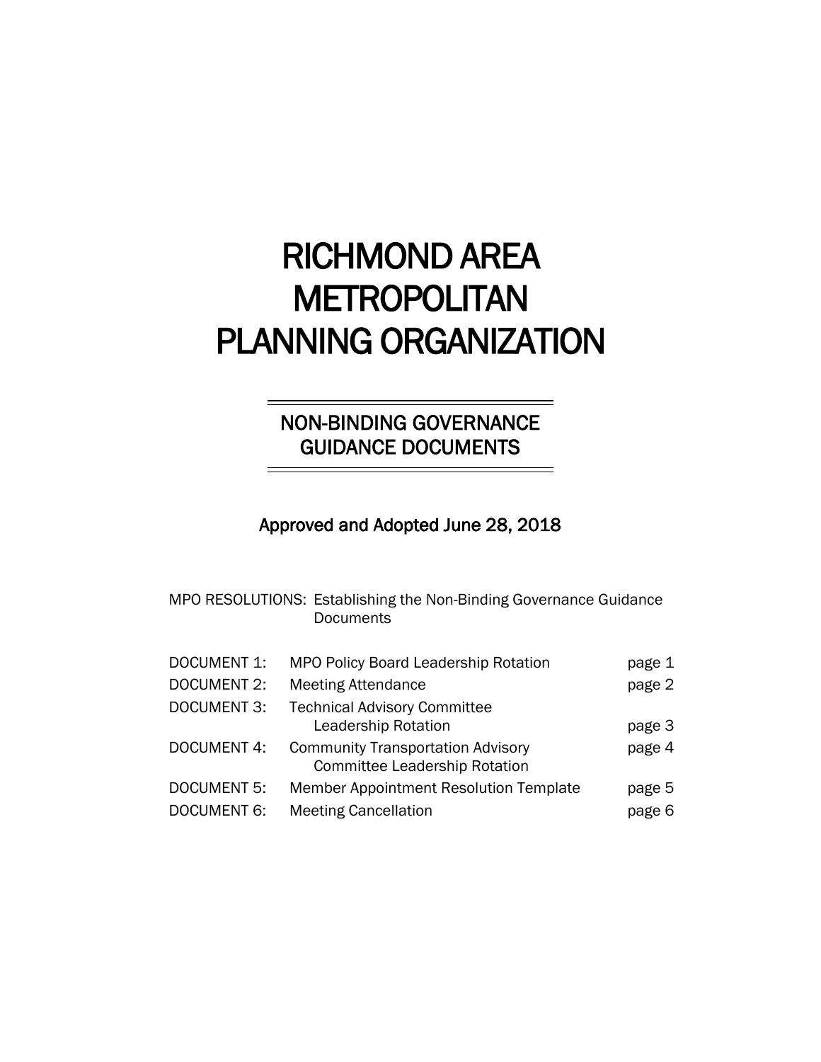# RICHMOND AREA METROPOLITAN PLANNING ORGANIZATION

## NON-BINDING GOVERNANCE GUIDANCE DOCUMENTS

### Approved and Adopted June 28, 2018

MPO RESOLUTIONS: Establishing the Non-Binding Governance Guidance Documents

| | | |
|---|---|---|
| DOCUMENT 1: | MPO Policy Board Leadership Rotation | page 1 |
| DOCUMENT 2: | Meeting Attendance | page 2 |
| DOCUMENT 3: | Technical Advisory Committee Leadership Rotation | page 3 |
| DOCUMENT 4: | Community Transportation Advisory Committee Leadership Rotation | page 4 |
| DOCUMENT 5: | Member Appointment Resolution Template | page 5 |
| DOCUMENT 6: | Meeting Cancellation | page 6 |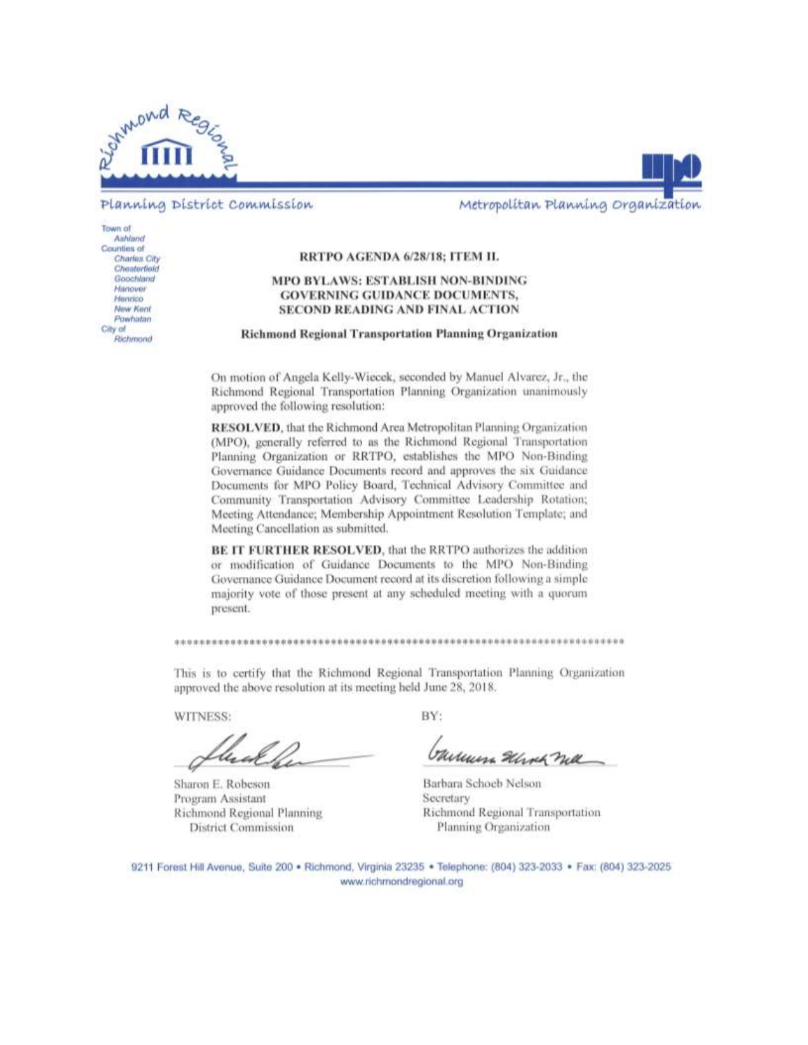Richmond Regional Planning District Commission

Metropolitan Planning Organization

Town of
Ashland
Counties of
Charles City
Chesterfield
Goochland
Hanover
Henrico
New Kent
Powhatan
City of
Richmond

**RRTPO AGENDA 6/28/18; ITEM II.**

**MPO BYLAWS: ESTABLISH NON-BINDING GOVERNING GUIDANCE DOCUMENTS, SECOND READING AND FINAL ACTION**

**Richmond Regional Transportation Planning Organization**

On motion of Angela Kelly-Wiecek, seconded by Manuel Alvarez, Jr., the Richmond Regional Transportation Planning Organization unanimously approved the following resolution:

**RESOLVED**, that the Richmond Area Metropolitan Planning Organization (MPO), generally referred to as the Richmond Regional Transportation Planning Organization or RRTPO, establishes the MPO Non-Binding Governance Guidance Documents record and approves the six Guidance Documents for MPO Policy Board, Technical Advisory Committee and Community Transportation Advisory Committee Leadership Rotation; Meeting Attendance; Membership Appointment Resolution Template; and Meeting Cancellation as submitted.

**BE IT FURTHER RESOLVED**, that the RRTPO authorizes the addition or modification of Guidance Documents to the MPO Non-Binding Governance Guidance Document record at its discretion following a simple majority vote of those present at any scheduled meeting with a quorum present.

*****************************************************************************

This is to certify that the Richmond Regional Transportation Planning Organization approved the above resolution at its meeting held June 28, 2018.

WITNESS:

Sharon E. Robeson
Program Assistant
Richmond Regional Planning District Commission

BY:

Barbara Schoeb Nelson
Secretary
Richmond Regional Transportation Planning Organization

9211 Forest Hill Avenue, Suite 200 • Richmond, Virginia 23235 • Telephone: (804) 323-2033 • Fax: (804) 323-2025
www.richmondregional.org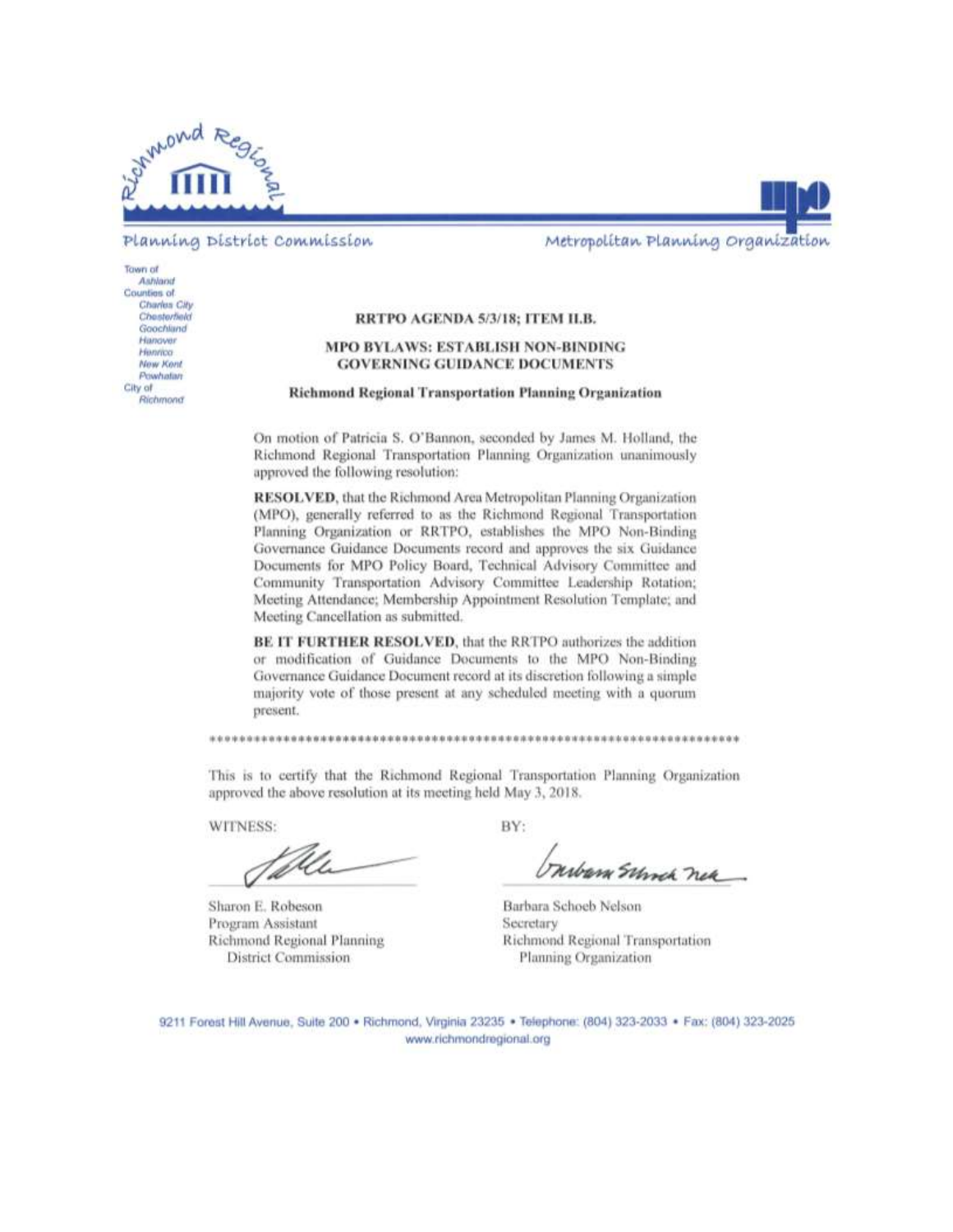Richmond Regional Planning District Commission

Metropolitan Planning Organization

Town of
Ashland
Counties of
Charles City
Chesterfield
Goochland
Hanover
Henrico
New Kent
Powhatan
City of
Richmond

**RRTPO AGENDA 5/3/18; ITEM II.B.**

**MPO BYLAWS: ESTABLISH NON-BINDING GOVERNING GUIDANCE DOCUMENTS**

**Richmond Regional Transportation Planning Organization**

On motion of Patricia S. O'Bannon, seconded by James M. Holland, the Richmond Regional Transportation Planning Organization unanimously approved the following resolution:

**RESOLVED**, that the Richmond Area Metropolitan Planning Organization (MPO), generally referred to as the Richmond Regional Transportation Planning Organization or RRTPO, establishes the MPO Non-Binding Governance Guidance Documents record and approves the six Guidance Documents for MPO Policy Board, Technical Advisory Committee and Community Transportation Advisory Committee Leadership Rotation; Meeting Attendance; Membership Appointment Resolution Template; and Meeting Cancellation as submitted.

**BE IT FURTHER RESOLVED**, that the RRTPO authorizes the addition or modification of Guidance Documents to the MPO Non-Binding Governance Guidance Document record at its discretion following a simple majority vote of those present at any scheduled meeting with a quorum present.

*******************************************************************************

This is to certify that the Richmond Regional Transportation Planning Organization approved the above resolution at its meeting held May 3, 2018.

WITNESS:

Sharon E. Robeson
Program Assistant
Richmond Regional Planning District Commission

BY:

Barbara Schoeb Nelson
Secretary
Richmond Regional Transportation Planning Organization

9211 Forest Hill Avenue, Suite 200 • Richmond, Virginia 23235 • Telephone: (804) 323-2033 • Fax: (804) 323-2025
www.richmondregional.org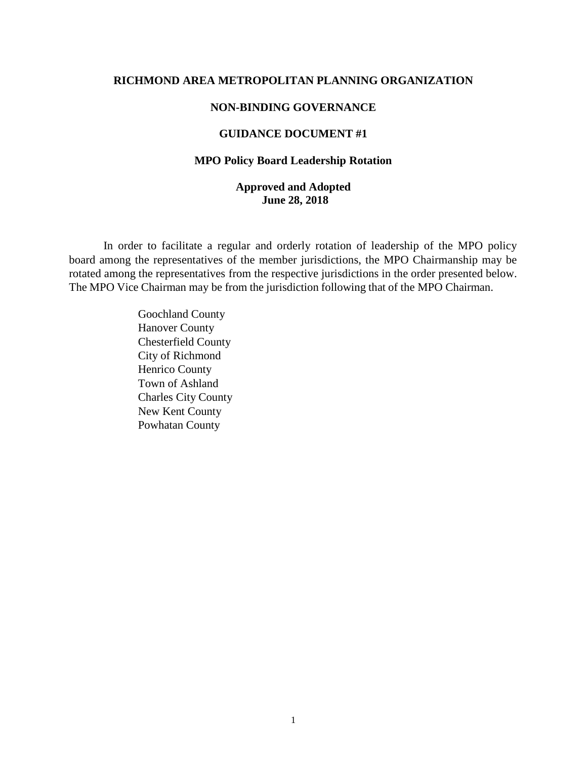**RICHMOND AREA METROPOLITAN PLANNING ORGANIZATION**

**NON-BINDING GOVERNANCE**

**GUIDANCE DOCUMENT #1**

**MPO Policy Board Leadership Rotation**

**Approved and Adopted**
**June 28, 2018**

In order to facilitate a regular and orderly rotation of leadership of the MPO policy board among the representatives of the member jurisdictions, the MPO Chairmanship may be rotated among the representatives from the respective jurisdictions in the order presented below. The MPO Vice Chairman may be from the jurisdiction following that of the MPO Chairman.

Goochland County
Hanover County
Chesterfield County
City of Richmond
Henrico County
Town of Ashland
Charles City County
New Kent County
Powhatan County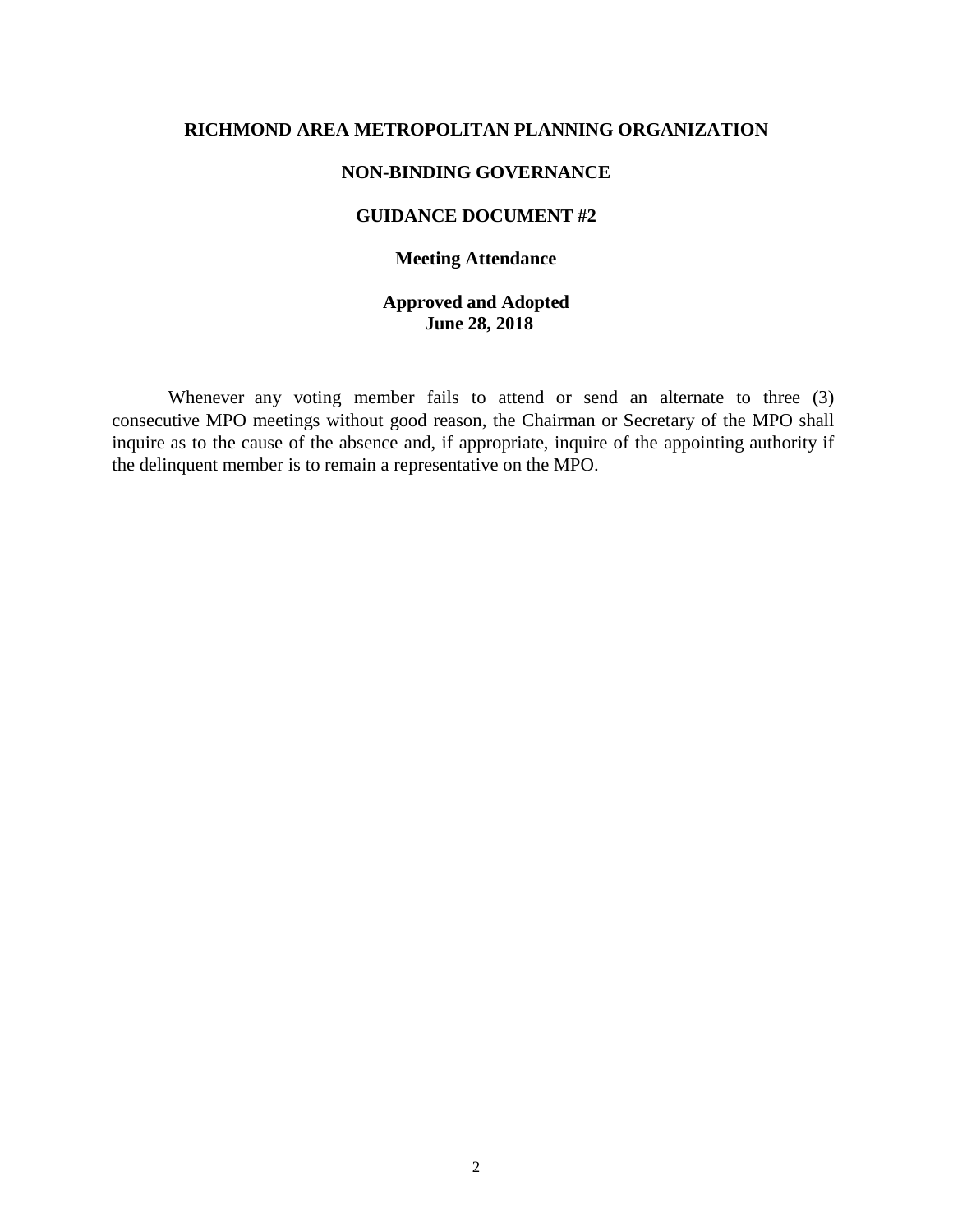**RICHMOND AREA METROPOLITAN PLANNING ORGANIZATION**

**NON-BINDING GOVERNANCE**

**GUIDANCE DOCUMENT #2**

**Meeting Attendance**

**Approved and Adopted**
**June 28, 2018**

Whenever any voting member fails to attend or send an alternate to three (3) consecutive MPO meetings without good reason, the Chairman or Secretary of the MPO shall inquire as to the cause of the absence and, if appropriate, inquire of the appointing authority if the delinquent member is to remain a representative on the MPO.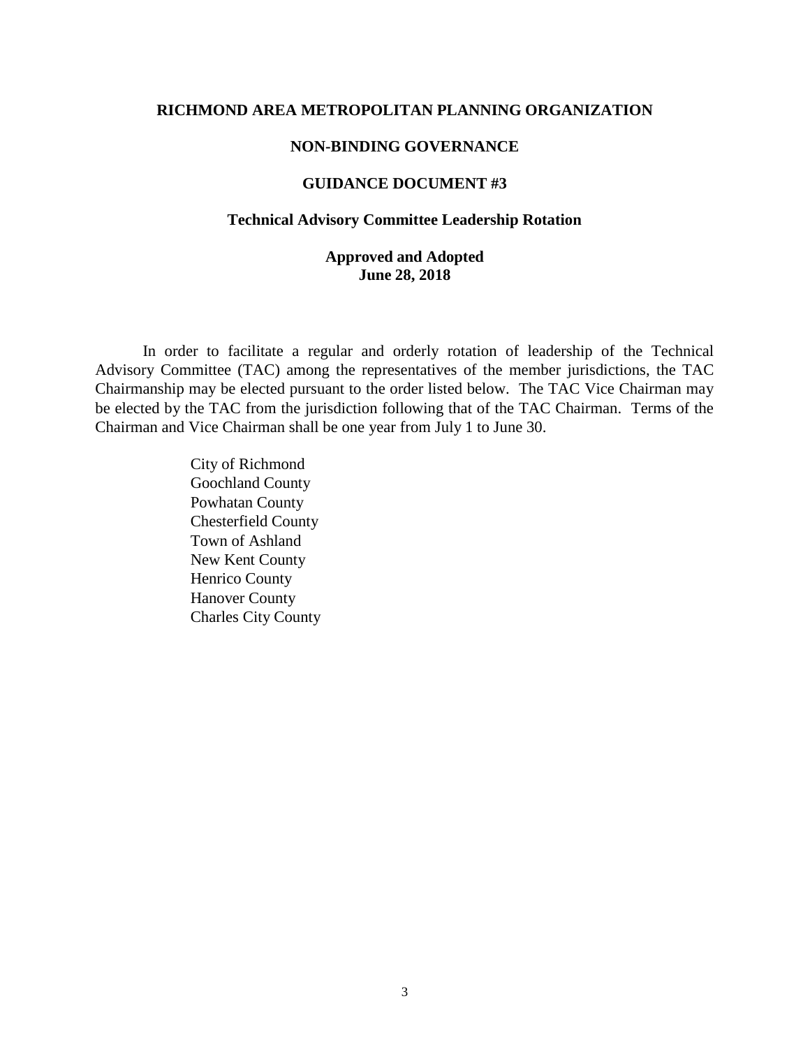# RICHMOND AREA METROPOLITAN PLANNING ORGANIZATION

## NON-BINDING GOVERNANCE

## GUIDANCE DOCUMENT #3

### Technical Advisory Committee Leadership Rotation

**Approved and Adopted**
**June 28, 2018**

In order to facilitate a regular and orderly rotation of leadership of the Technical Advisory Committee (TAC) among the representatives of the member jurisdictions, the TAC Chairmanship may be elected pursuant to the order listed below. The TAC Vice Chairman may be elected by the TAC from the jurisdiction following that of the TAC Chairman. Terms of the Chairman and Vice Chairman shall be one year from July 1 to June 30.

City of Richmond
Goochland County
Powhatan County
Chesterfield County
Town of Ashland
New Kent County
Henrico County
Hanover County
Charles City County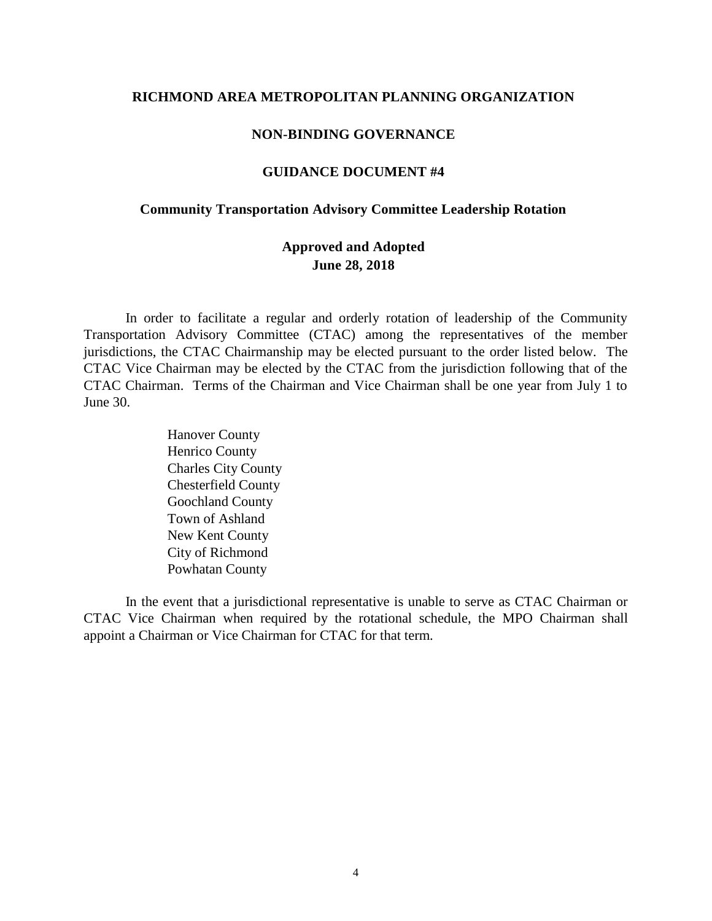# RICHMOND AREA METROPOLITAN PLANNING ORGANIZATION

## NON-BINDING GOVERNANCE

## GUIDANCE DOCUMENT #4

### Community Transportation Advisory Committee Leadership Rotation

**Approved and Adopted**
**June 28, 2018**

In order to facilitate a regular and orderly rotation of leadership of the Community Transportation Advisory Committee (CTAC) among the representatives of the member jurisdictions, the CTAC Chairmanship may be elected pursuant to the order listed below. The CTAC Vice Chairman may be elected by the CTAC from the jurisdiction following that of the CTAC Chairman. Terms of the Chairman and Vice Chairman shall be one year from July 1 to June 30.

Hanover County
Henrico County
Charles City County
Chesterfield County
Goochland County
Town of Ashland
New Kent County
City of Richmond
Powhatan County

In the event that a jurisdictional representative is unable to serve as CTAC Chairman or CTAC Vice Chairman when required by the rotational schedule, the MPO Chairman shall appoint a Chairman or Vice Chairman for CTAC for that term.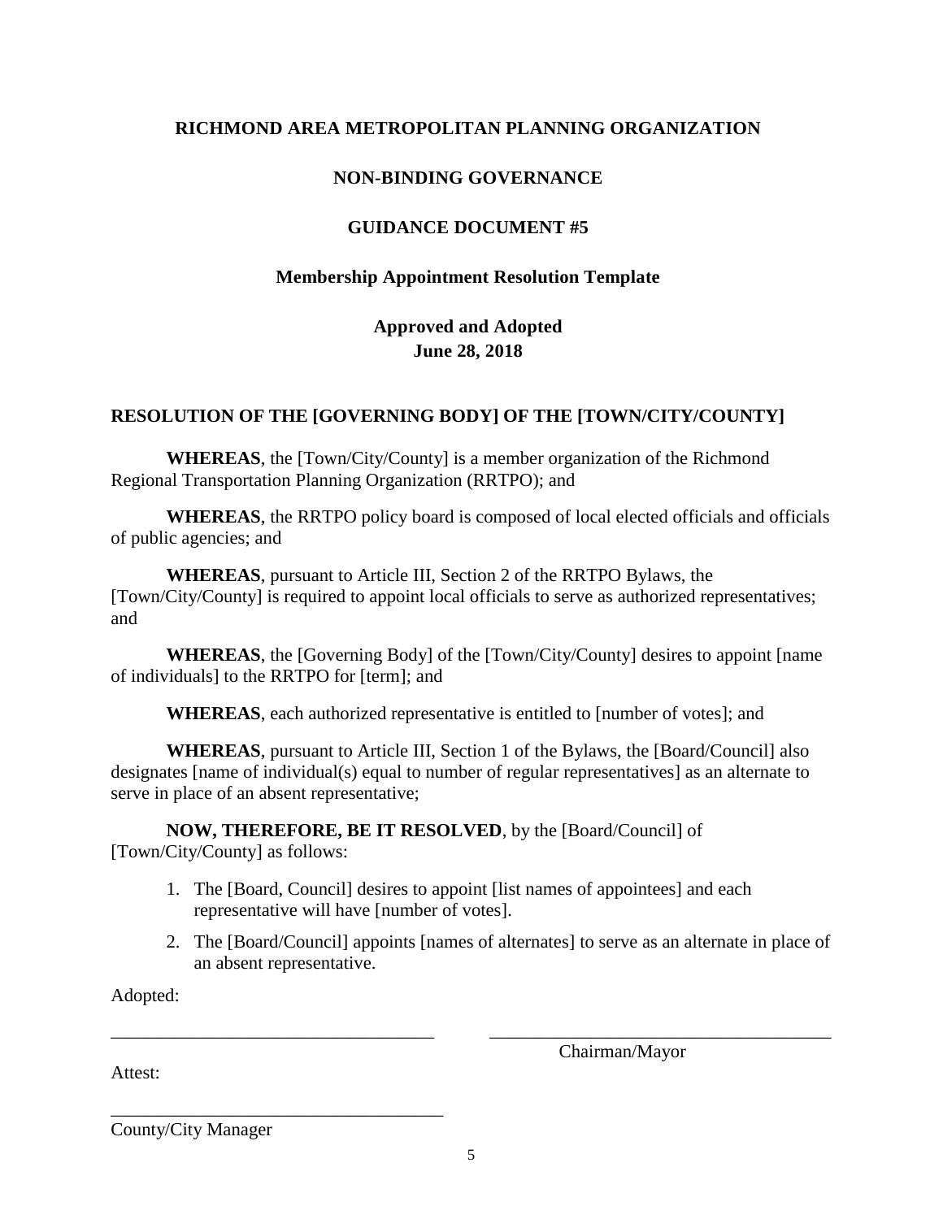**RICHMOND AREA METROPOLITAN PLANNING ORGANIZATION**

**NON-BINDING GOVERNANCE**

**GUIDANCE DOCUMENT #5**

**Membership Appointment Resolution Template**

**Approved and Adopted**
**June 28, 2018**

**RESOLUTION OF THE [GOVERNING BODY] OF THE [TOWN/CITY/COUNTY]**

**WHEREAS**, the [Town/City/County] is a member organization of the Richmond Regional Transportation Planning Organization (RRTPO); and

**WHEREAS**, the RRTPO policy board is composed of local elected officials and officials of public agencies; and

**WHEREAS**, pursuant to Article III, Section 2 of the RRTPO Bylaws, the [Town/City/County] is required to appoint local officials to serve as authorized representatives; and

**WHEREAS**, the [Governing Body] of the [Town/City/County] desires to appoint [name of individuals] to the RRTPO for [term]; and

**WHEREAS**, each authorized representative is entitled to [number of votes]; and

**WHEREAS**, pursuant to Article III, Section 1 of the Bylaws, the [Board/Council] also designates [name of individual(s) equal to number of regular representatives] as an alternate to serve in place of an absent representative;

**NOW, THEREFORE, BE IT RESOLVED**, by the [Board/Council] of [Town/City/County] as follows:

1. The [Board, Council] desires to appoint [list names of appointees] and each representative will have [number of votes].
2. The [Board/Council] appoints [names of alternates] to serve as an alternate in place of an absent representative.

Adopted:

\_\_\_\_\_\_\_\_\_\_\_\_\_\_\_\_\_\_\_\_\_\_\_\_\_\_\_\_\_\_\_\_\_\_\_\_ \_\_\_\_\_\_\_\_\_\_\_\_\_\_\_\_\_\_\_\_\_\_\_\_\_\_\_\_\_\_\_\_\_\_\_\_\_\_
Chairman/Mayor

Attest:

\_\_\_\_\_\_\_\_\_\_\_\_\_\_\_\_\_\_\_\_\_\_\_\_\_\_\_\_\_\_\_\_\_\_\_\_\_
County/City Manager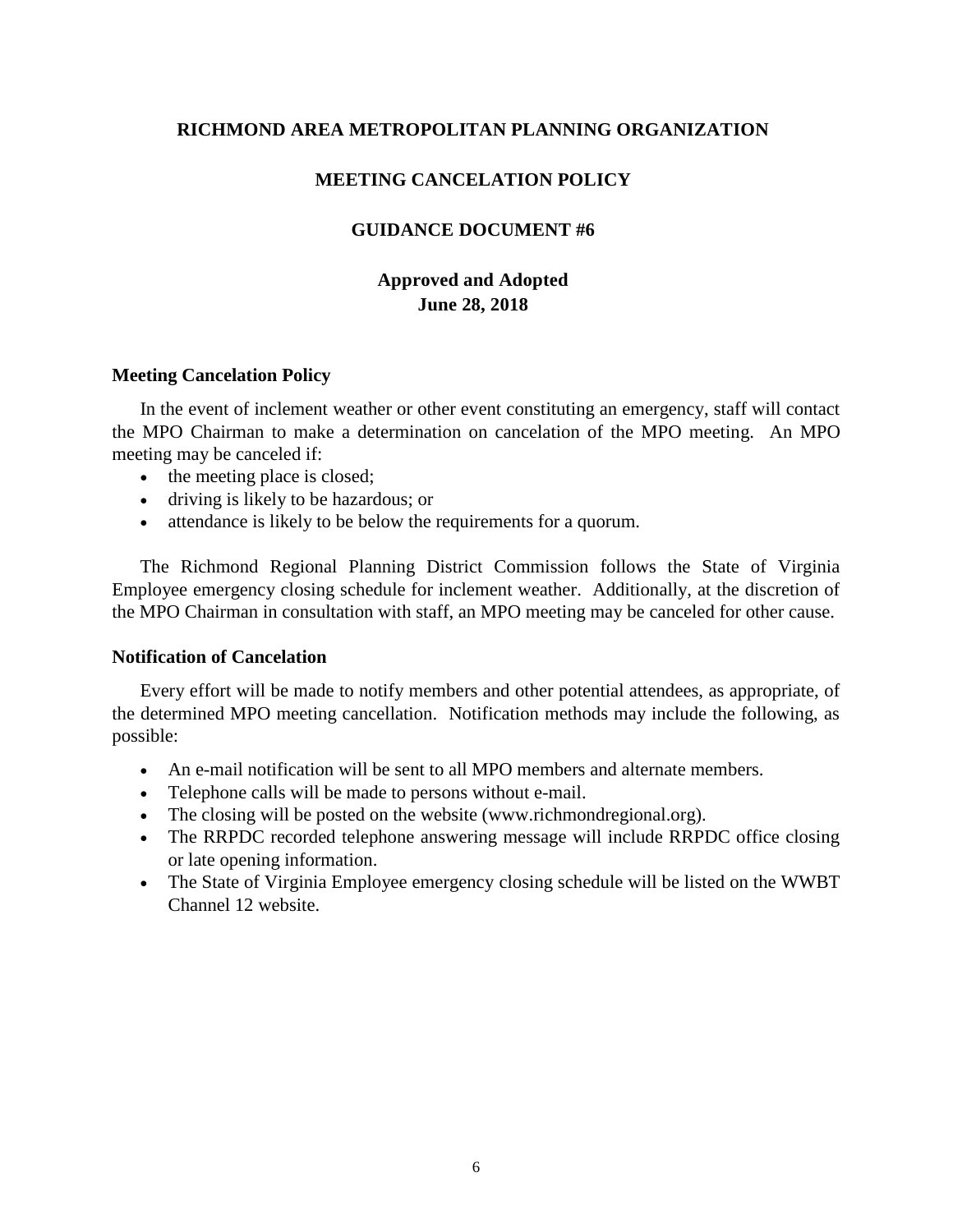**RICHMOND AREA METROPOLITAN PLANNING ORGANIZATION**

**MEETING CANCELATION POLICY**

**GUIDANCE DOCUMENT #6**

**Approved and Adopted**
**June 28, 2018**

## Meeting Cancelation Policy

In the event of inclement weather or other event constituting an emergency, staff will contact the MPO Chairman to make a determination on cancelation of the MPO meeting. An MPO meeting may be canceled if:

- the meeting place is closed;
- driving is likely to be hazardous; or
- attendance is likely to be below the requirements for a quorum.

The Richmond Regional Planning District Commission follows the State of Virginia Employee emergency closing schedule for inclement weather. Additionally, at the discretion of the MPO Chairman in consultation with staff, an MPO meeting may be canceled for other cause.

## Notification of Cancelation

Every effort will be made to notify members and other potential attendees, as appropriate, of the determined MPO meeting cancellation. Notification methods may include the following, as possible:

- An e-mail notification will be sent to all MPO members and alternate members.
- Telephone calls will be made to persons without e-mail.
- The closing will be posted on the website (www.richmondregional.org).
- The RRPDC recorded telephone answering message will include RRPDC office closing or late opening information.
- The State of Virginia Employee emergency closing schedule will be listed on the WWBT Channel 12 website.